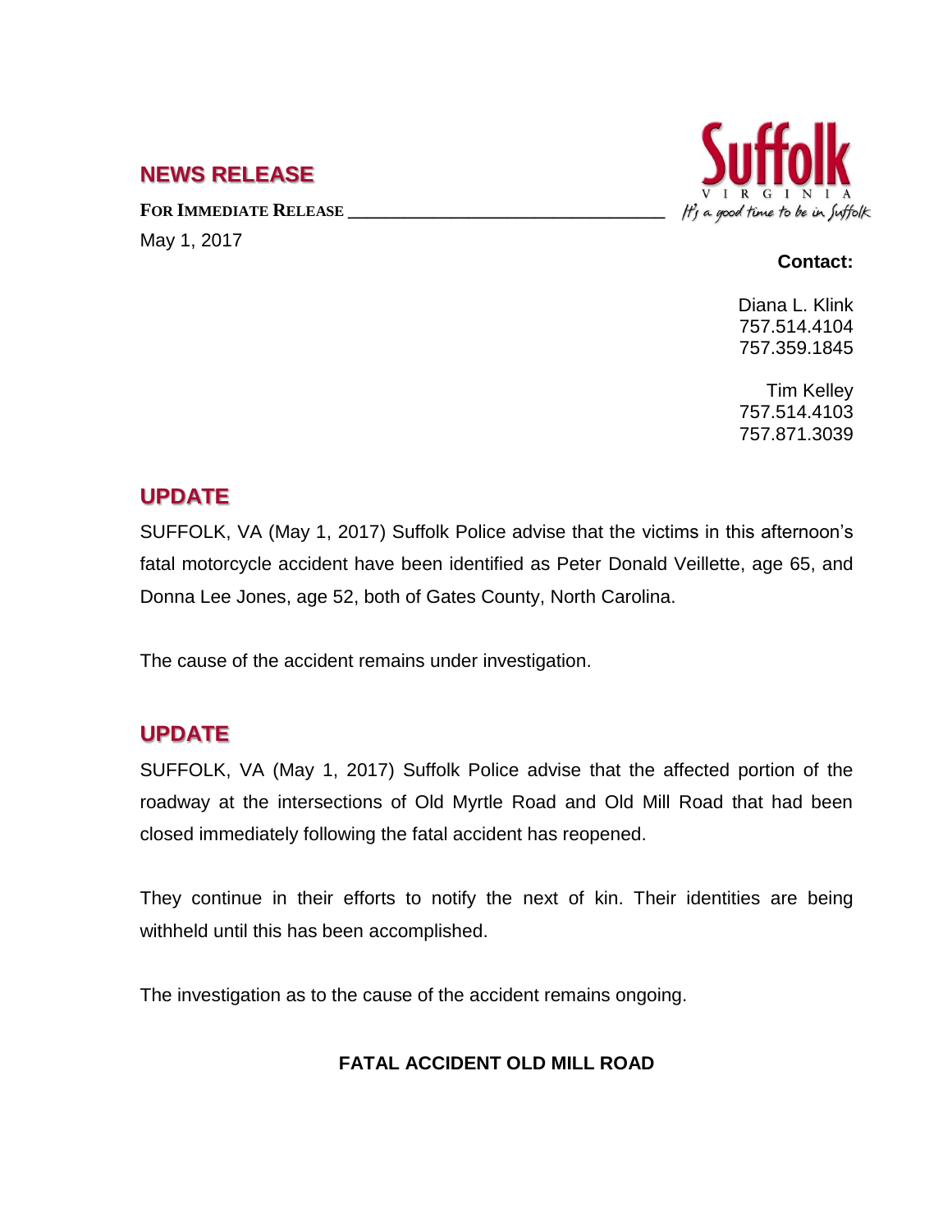# NEWS RELEASE

**FOR IMMEDIATE RELEASE**

May 1, 2017

Suffolk VIRGINIA *It's a good time to be in Suffolk*

**Contact:**

Diana L. Klink
757.514.4104
757.359.1845

Tim Kelley
757.514.4103
757.871.3039

## UPDATE

SUFFOLK, VA (May 1, 2017) Suffolk Police advise that the victims in this afternoon's fatal motorcycle accident have been identified as Peter Donald Veillette, age 65, and Donna Lee Jones, age 52, both of Gates County, North Carolina.

The cause of the accident remains under investigation.

## UPDATE

SUFFOLK, VA (May 1, 2017) Suffolk Police advise that the affected portion of the roadway at the intersections of Old Myrtle Road and Old Mill Road that had been closed immediately following the fatal accident has reopened.

They continue in their efforts to notify the next of kin. Their identities are being withheld until this has been accomplished.

The investigation as to the cause of the accident remains ongoing.

**FATAL ACCIDENT OLD MILL ROAD**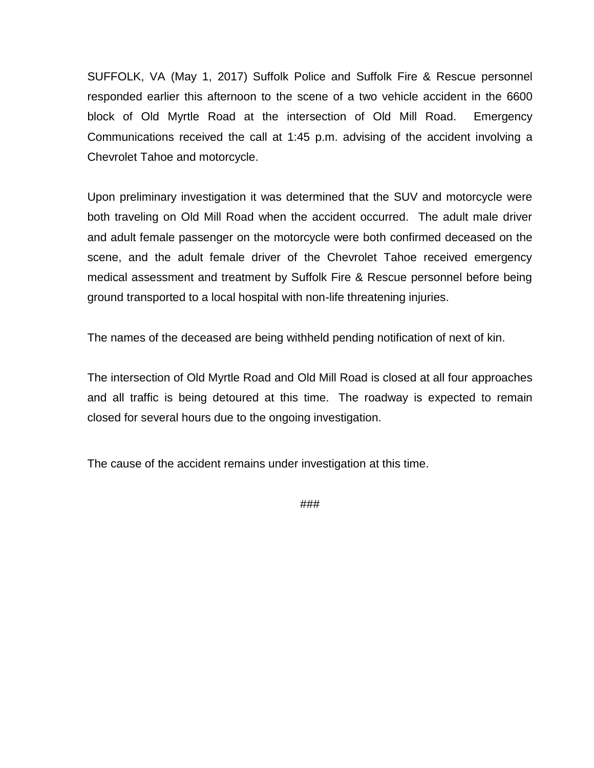SUFFOLK, VA (May 1, 2017) Suffolk Police and Suffolk Fire & Rescue personnel responded earlier this afternoon to the scene of a two vehicle accident in the 6600 block of Old Myrtle Road at the intersection of Old Mill Road. Emergency Communications received the call at 1:45 p.m. advising of the accident involving a Chevrolet Tahoe and motorcycle.

Upon preliminary investigation it was determined that the SUV and motorcycle were both traveling on Old Mill Road when the accident occurred. The adult male driver and adult female passenger on the motorcycle were both confirmed deceased on the scene, and the adult female driver of the Chevrolet Tahoe received emergency medical assessment and treatment by Suffolk Fire & Rescue personnel before being ground transported to a local hospital with non-life threatening injuries.

The names of the deceased are being withheld pending notification of next of kin.

The intersection of Old Myrtle Road and Old Mill Road is closed at all four approaches and all traffic is being detoured at this time. The roadway is expected to remain closed for several hours due to the ongoing investigation.

The cause of the accident remains under investigation at this time.

###